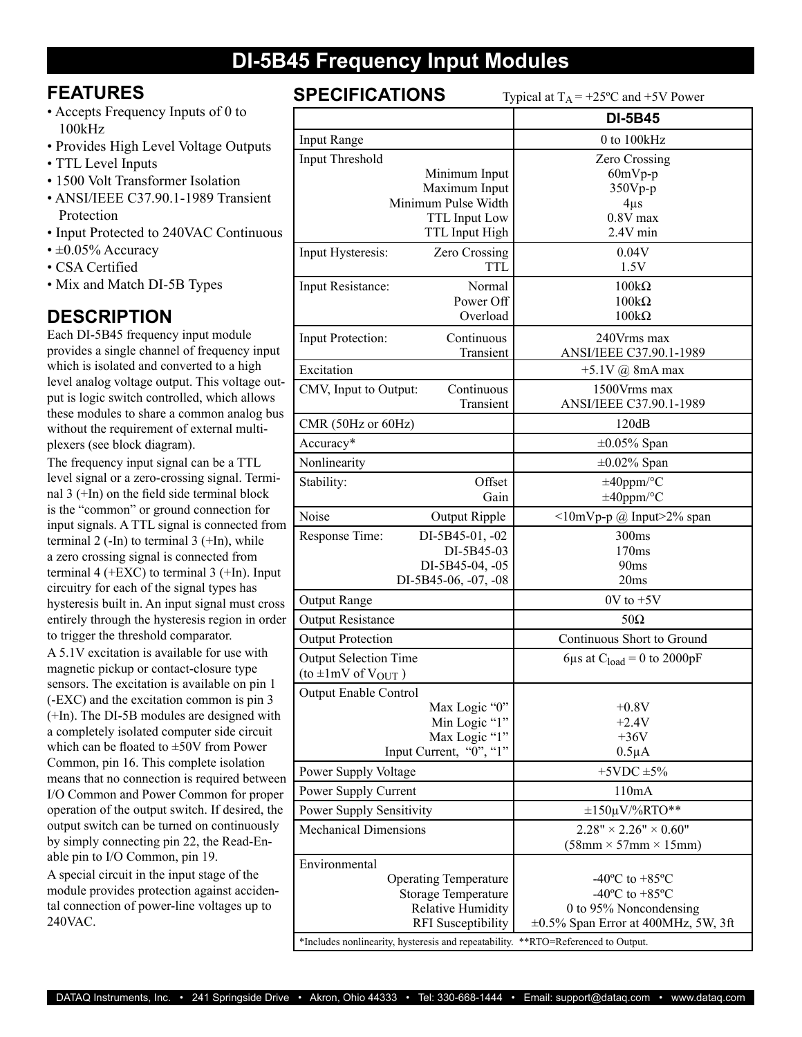# DI-5B45 Frequency Input Modules

## FEATURES

- Accepts Frequency Inputs of 0 to 100kHz
- Provides High Level Voltage Outputs
- TTL Level Inputs
- 1500 Volt Transformer Isolation
- ANSI/IEEE C37.90.1-1989 Transient Protection
- Input Protected to 240VAC Continuous
- ±0.05% Accuracy
- CSA Certified
- Mix and Match DI-5B Types

## DESCRIPTION

Each DI-5B45 frequency input module provides a single channel of frequency input which is isolated and converted to a high level analog voltage output. This voltage output is logic switch controlled, which allows these modules to share a common analog bus without the requirement of external multiplexers (see block diagram).

The frequency input signal can be a TTL level signal or a zero-crossing signal. Terminal 3 (+In) on the field side terminal block is the "common" or ground connection for input signals. A TTL signal is connected from terminal 2 (-In) to terminal 3 (+In), while a zero crossing signal is connected from terminal 4 (+EXC) to terminal 3 (+In). Input circuitry for each of the signal types has hysteresis built in. An input signal must cross entirely through the hysteresis region in order to trigger the threshold comparator.

A 5.1V excitation is available for use with magnetic pickup or contact-closure type sensors. The excitation is available on pin 1 (-EXC) and the excitation common is pin 3 (+In). The DI-5B modules are designed with a completely isolated computer side circuit which can be floated to ±50V from Power Common, pin 16. This complete isolation means that no connection is required between I/O Common and Power Common for proper operation of the output switch. If desired, the output switch can be turned on continuously by simply connecting pin 22, the Read-Enable pin to I/O Common, pin 19.

A special circuit in the input stage of the module provides protection against accidental connection of power-line voltages up to 240VAC.

## SPECIFICATIONS

Typical at $T_A$ = +25ºC and +5V Power

| | DI-5B45 |
|---|---|
| Input Range | 0 to 100kHz |
| Input Threshold | Zero Crossing |
| Minimum Input | 60mVp-p |
| Maximum Input | 350Vp-p |
| Minimum Pulse Width | 4µs |
| TTL Input Low | 0.8V max |
| TTL Input High | 2.4V min |
| Input Hysteresis: Zero Crossing | 0.04V |
| TTL | 1.5V |
| Input Resistance: Normal | 100kΩ |
| Power Off | 100kΩ |
| Overload | 100kΩ |
| Input Protection: Continuous | 240Vrms max |
| Transient | ANSI/IEEE C37.90.1-1989 |
| Excitation | +5.1V @ 8mA max |
| CMV, Input to Output: Continuous | 1500Vrms max |
| Transient | ANSI/IEEE C37.90.1-1989 |
| CMR (50Hz or 60Hz) | 120dB |
| Accuracy* | ±0.05% Span |
| Nonlinearity | ±0.02% Span |
| Stability: Offset | ±40ppm/°C |
| Gain | ±40ppm/°C |
| Noise: Output Ripple | <10mVp-p @ Input>2% span |
| Response Time: DI-5B45-01, -02 | 300ms |
| DI-5B45-03 | 170ms |
| DI-5B45-04, -05 | 90ms |
| DI-5B45-06, -07, -08 | 20ms |
| Output Range | 0V to +5V |
| Output Resistance | 50Ω |
| Output Protection | Continuous Short to Ground |
| Output Selection Time (to ±1mV of $V_{OUT}$) | 6µs at $C_{load}$ = 0 to 2000pF |
| Output Enable Control | |
| Max Logic "0" | +0.8V |
| Min Logic "1" | +2.4V |
| Max Logic "1" | +36V |
| Input Current, "0", "1" | 0.5µA |
| Power Supply Voltage | +5VDC ±5% |
| Power Supply Current | 110mA |
| Power Supply Sensitivity | ±150µV/%RTO** |
| Mechanical Dimensions | 2.28" × 2.26" × 0.60" (58mm × 57mm × 15mm) |
| Environmental | |
| Operating Temperature | -40ºC to +85ºC |
| Storage Temperature | -40ºC to +85ºC |
| Relative Humidity | 0 to 95% Noncondensing |
| RFI Susceptibility | ±0.5% Span Error at 400MHz, 5W, 3ft |

*Includes nonlinearity, hysteresis and repeatability. **RTO=Referenced to Output.

DATAQ Instruments, Inc. • 241 Springside Drive • Akron, Ohio 44333 • Tel: 330-668-1444 • Email: support@dataq.com • www.dataq.com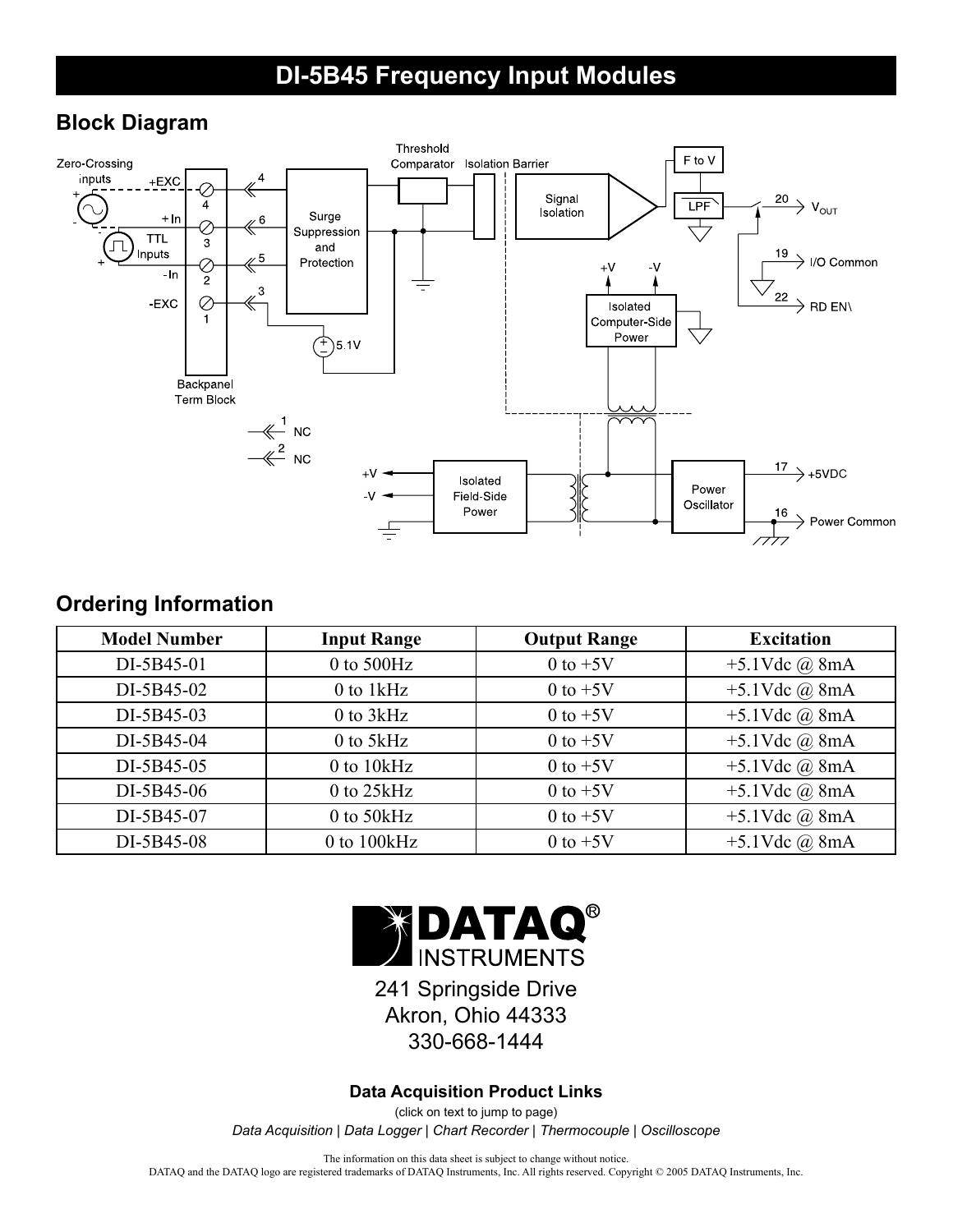# DI-5B45 Frequency Input Modules

## Block Diagram

Zero-Crossing inputs
+EXC
+In
TTL Inputs
-In
-EXC
Backpanel Term Block
Surge Suppression and Protection
Threshold Comparator
Isolation Barrier
Signal Isolation
F to V
LPF
$V_{OUT}$
I/O Common
RD EN\
Isolated Computer-Side Power
Isolated Field-Side Power
Power Oscillator
+5VDC
Power Common
5.1V
NC
NC

## Ordering Information

| Model Number | Input Range | Output Range | Excitation |
|---|---|---|---|
| DI-5B45-01 | 0 to 500Hz | 0 to +5V | +5.1Vdc @ 8mA |
| DI-5B45-02 | 0 to 1kHz | 0 to +5V | +5.1Vdc @ 8mA |
| DI-5B45-03 | 0 to 3kHz | 0 to +5V | +5.1Vdc @ 8mA |
| DI-5B45-04 | 0 to 5kHz | 0 to +5V | +5.1Vdc @ 8mA |
| DI-5B45-05 | 0 to 10kHz | 0 to +5V | +5.1Vdc @ 8mA |
| DI-5B45-06 | 0 to 25kHz | 0 to +5V | +5.1Vdc @ 8mA |
| DI-5B45-07 | 0 to 50kHz | 0 to +5V | +5.1Vdc @ 8mA |
| DI-5B45-08 | 0 to 100kHz | 0 to +5V | +5.1Vdc @ 8mA |

DATAQ® INSTRUMENTS

241 Springside Drive
Akron, Ohio 44333
330-668-1444

**Data Acquisition Product Links**

(click on text to jump to page)

*Data Acquisition | Data Logger | Chart Recorder | Thermocouple | Oscilloscope*

The information on this data sheet is subject to change without notice.
DATAQ and the DATAQ logo are registered trademarks of DATAQ Instruments, Inc. All rights reserved. Copyright © 2005 DATAQ Instruments, Inc.